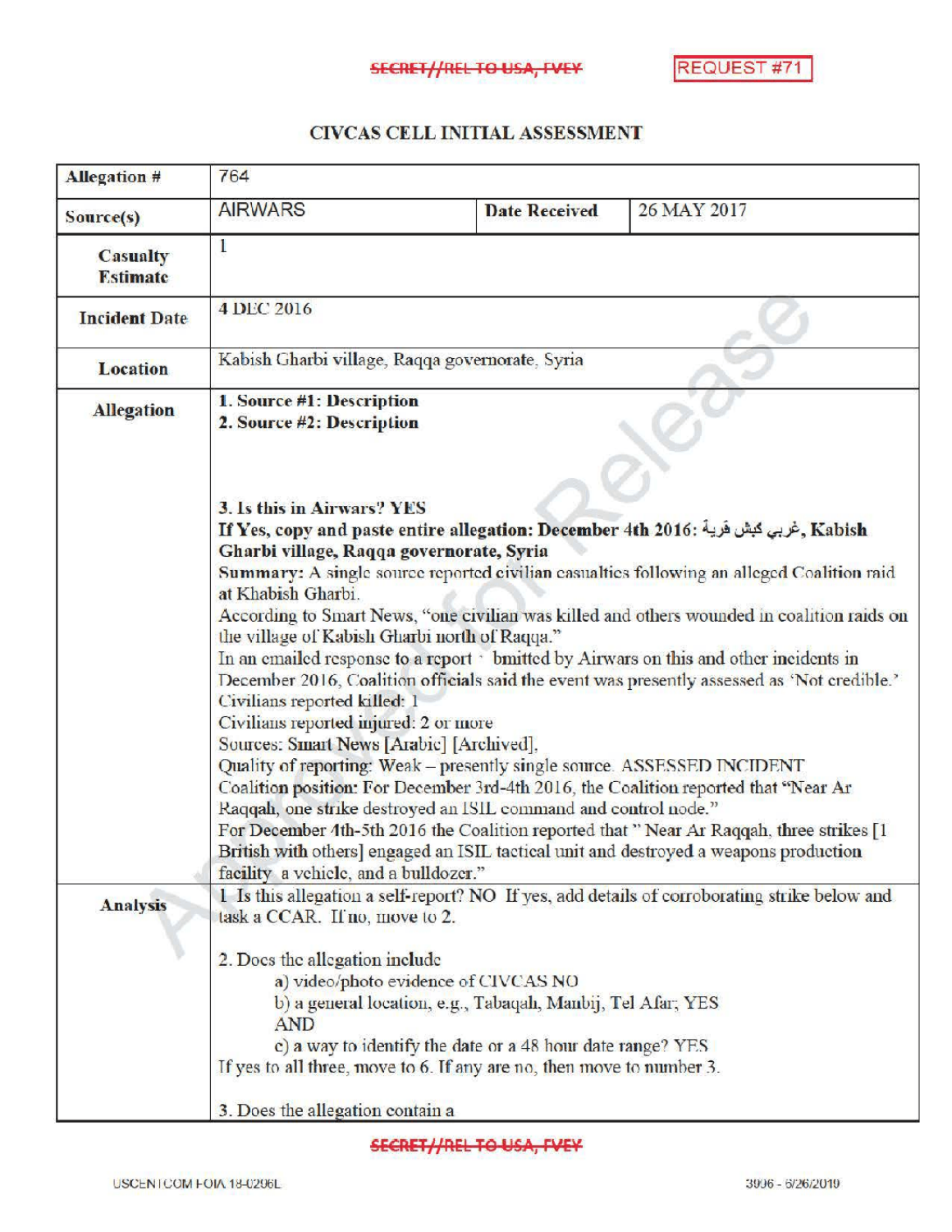SECRET//REL TO USA, FVEY

REQUEST #71

## CIVCAS CELL INITIAL ASSESSMENT

| | | | |
|---|---|---|---|
| **Allegation #** | 764 | | |
| **Source(s)** | AIRWARS | **Date Received** | 26 MAY 2017 |
| **Casualty Estimate** | 1 | | |
| **Incident Date** | 4 DEC 2016 | | |
| **Location** | Kabish Gharbi village, Raqqa governorate, Syria | | |
| **Allegation** | **1. Source #1: Description**<br>**2. Source #2: Description**<br><br>**3. Is this in Airwars? YES**<br>**If Yes, copy and paste entire allegation: December 4th 2016: غربي كبش قرية, Kabish Gharbi village, Raqqa governorate, Syria**<br>**Summary:** A single source reported civilian casualties following an alleged Coalition raid at Khabish Gharbi.<br>According to Smart News, "one civilian was killed and others wounded in coalition raids on the village of Kabish Gharbi north of Raqqa."<br>In an emailed response to a report submitted by Airwars on this and other incidents in December 2016, Coalition officials said the event was presently assessed as 'Not credible.'<br>Civilians reported killed: 1<br>Civilians reported injured: 2 or more<br>Sources: Smart News [Arabic] [Archived].<br>Quality of reporting: Weak – presently single source. ASSESSED INCIDENT<br>Coalition position: For December 3rd-4th 2016, the Coalition reported that "Near Ar Raqqah, one strike destroyed an ISIL command and control node."<br>For December 4th-5th 2016 the Coalition reported that " Near Ar Raqqah, three strikes [1 British with others] engaged an ISIL tactical unit and destroyed a weapons production facility a vehicle, and a bulldozer." | | |
| **Analysis** | 1 Is this allegation a self-report? NO If yes, add details of corroborating strike below and task a CCAR. If no, move to 2.<br><br>2. Does the allegation include<br>a) video/photo evidence of CIVCAS NO<br>b) a general location, e.g., Tabaqah, Manbij, Tel Afar; YES<br>AND<br>c) a way to identify the date or a 48 hour date range? YES<br>If yes to all three, move to 6. If any are no, then move to number 3.<br><br>3. Does the allegation contain a | | |

SECRET//REL TO USA, FVEY

USCENTCOM FOIA 18-0296L

3906 - 6/26/2019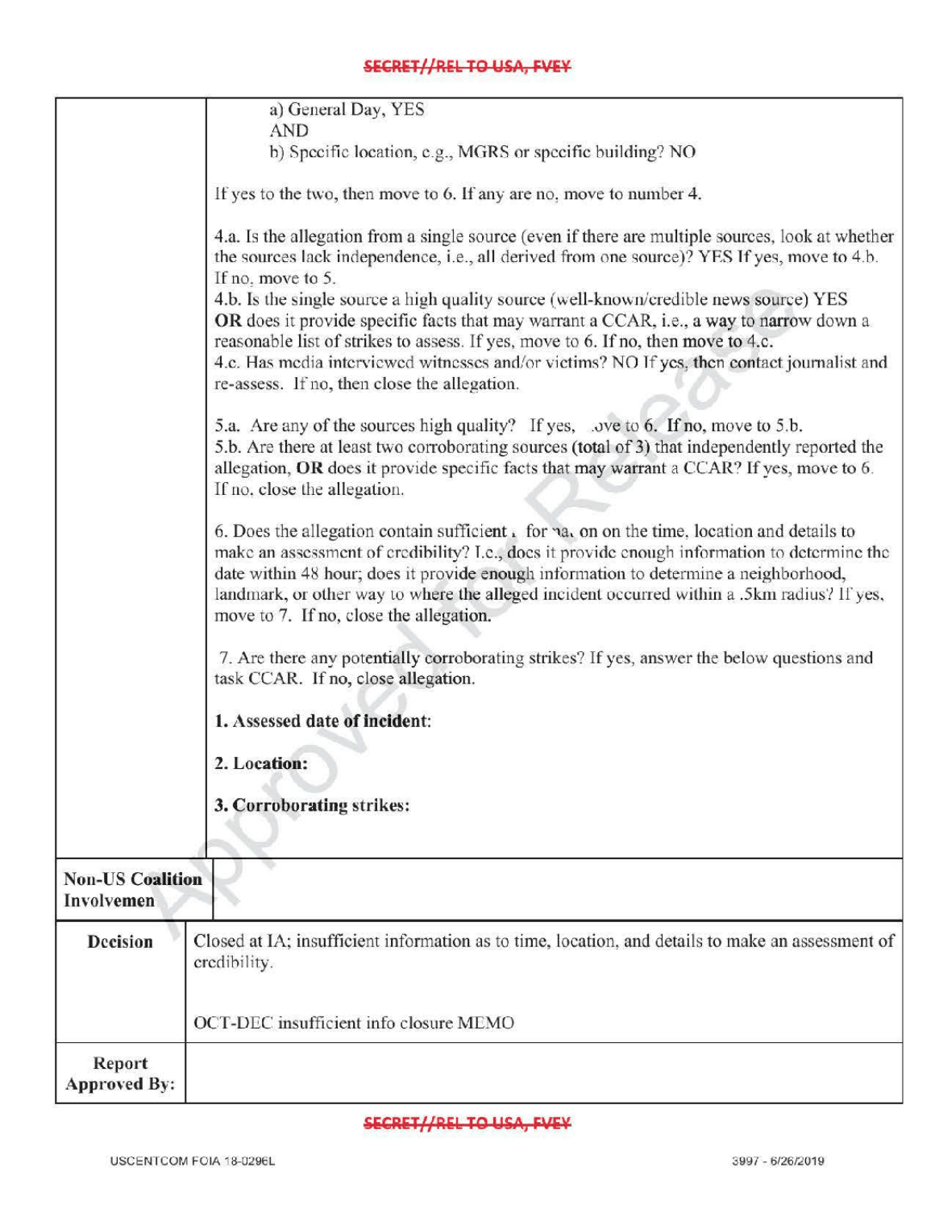SECRET//REL TO USA, FVEY

| | |
|---|---|
| | a) General Day, YES<br>AND<br>b) Specific location, e.g., MGRS or specific building? NO<br><br>If yes to the two, then move to 6. If any are no, move to number 4.<br><br>4.a. Is the allegation from a single source (even if there are multiple sources, look at whether the sources lack independence, i.e., all derived from one source)? YES If yes, move to 4.b. If no, move to 5.<br>4.b. Is the single source a high quality source (well-known/credible news source) YES **OR** does it provide specific facts that may warrant a CCAR, i.e., a way to narrow down a reasonable list of strikes to assess. If yes, move to 6. If no, then move to 4.c.<br>4.c. Has media interviewed witnesses and/or victims? NO If yes, then contact journalist and re-assess. If no, then close the allegation.<br><br>5.a. Are any of the sources high quality? If yes, move to 6. If no, move to 5.b.<br>5.b. Are there at least two corroborating sources **(total of 3)** that independently reported the allegation, **OR** does it provide specific facts that may warrant a CCAR? If yes, move to 6. If no, close the allegation.<br><br>6. Does the allegation contain sufficient information on the time, location and details to make an assessment of credibility? I.e., does it provide enough information to determine the date within 48 hour; does it provide enough information to determine a neighborhood, landmark, or other way to where the alleged incident occurred within a .5km radius? If yes, move to 7. If no, close the allegation.<br><br>7. Are there any potentially corroborating strikes? If yes, answer the below questions and task CCAR. If no, close allegation.<br><br>**1. Assessed date of incident:**<br><br>**2. Location:**<br><br>**3. Corroborating strikes:** |
| **Non-US Coalition Involvemen** | |
| **Decision** | Closed at IA; insufficient information as to time, location, and details to make an assessment of credibility.<br><br>OCT-DEC insufficient info closure MEMO |
| **Report Approved By:** | |

SECRET//REL TO USA, FVEY

USCENTCOM FOIA 18-0296L

3997 - 6/26/2019